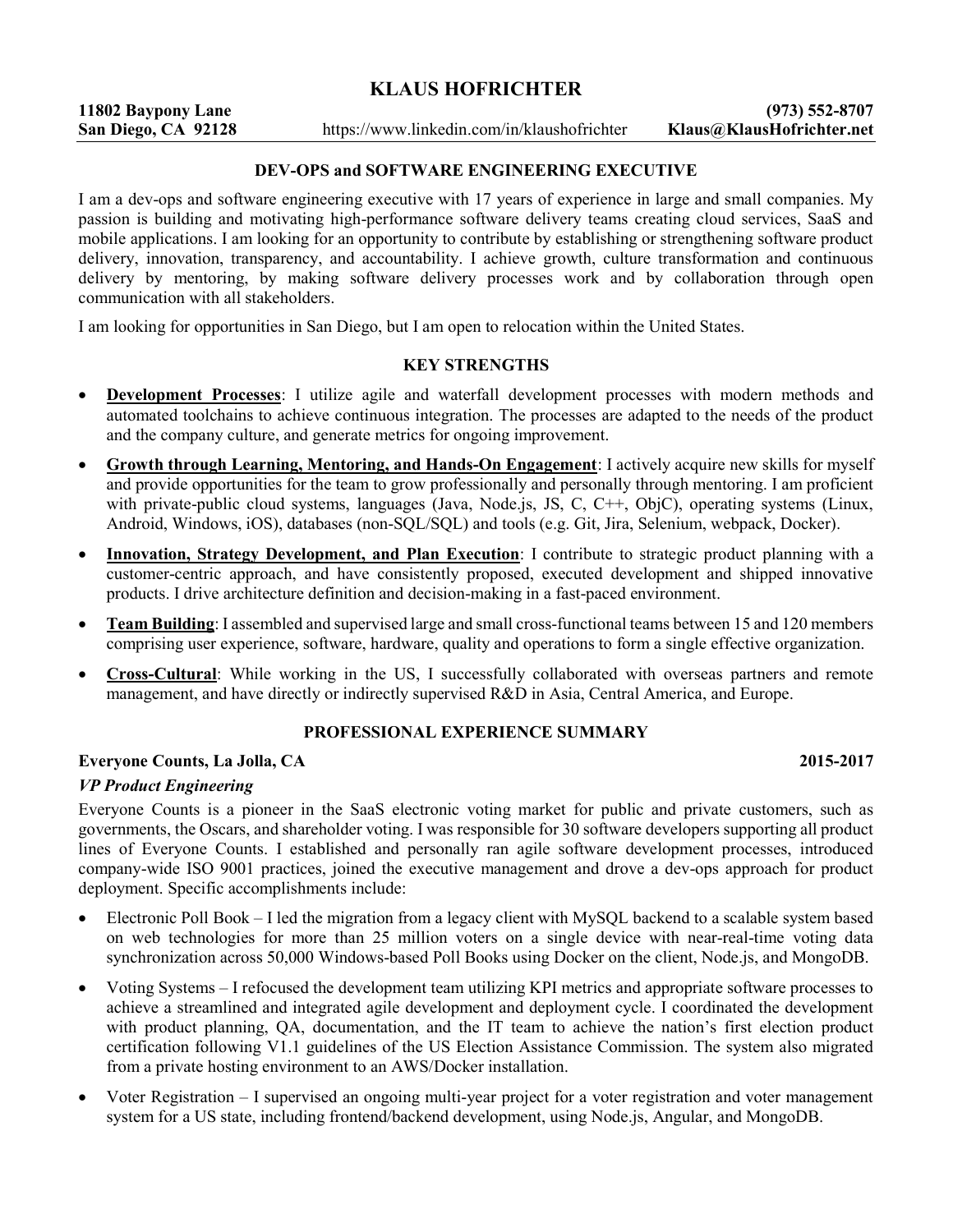# KLAUS HOFRICHTER

**11802 Baypony Lane**
**San Diego, CA 92128**
https://www.linkedin.com/in/klaushofrichter
**(973) 552-8707**
**Klaus@KlausHofrichter.net**

## DEV-OPS and SOFTWARE ENGINEERING EXECUTIVE

I am a dev-ops and software engineering executive with 17 years of experience in large and small companies. My passion is building and motivating high-performance software delivery teams creating cloud services, SaaS and mobile applications. I am looking for an opportunity to contribute by establishing or strengthening software product delivery, innovation, transparency, and accountability. I achieve growth, culture transformation and continuous delivery by mentoring, by making software delivery processes work and by collaboration through open communication with all stakeholders.

I am looking for opportunities in San Diego, but I am open to relocation within the United States.

## KEY STRENGTHS

- **Development Processes**: I utilize agile and waterfall development processes with modern methods and automated toolchains to achieve continuous integration. The processes are adapted to the needs of the product and the company culture, and generate metrics for ongoing improvement.
- **Growth through Learning, Mentoring, and Hands-On Engagement**: I actively acquire new skills for myself and provide opportunities for the team to grow professionally and personally through mentoring. I am proficient with private-public cloud systems, languages (Java, Node.js, JS, C, C++, ObjC), operating systems (Linux, Android, Windows, iOS), databases (non-SQL/SQL) and tools (e.g. Git, Jira, Selenium, webpack, Docker).
- **Innovation, Strategy Development, and Plan Execution**: I contribute to strategic product planning with a customer-centric approach, and have consistently proposed, executed development and shipped innovative products. I drive architecture definition and decision-making in a fast-paced environment.
- **Team Building**: I assembled and supervised large and small cross-functional teams between 15 and 120 members comprising user experience, software, hardware, quality and operations to form a single effective organization.
- **Cross-Cultural**: While working in the US, I successfully collaborated with overseas partners and remote management, and have directly or indirectly supervised R&D in Asia, Central America, and Europe.

## PROFESSIONAL EXPERIENCE SUMMARY

**Everyone Counts, La Jolla, CA** **2015-2017**

***VP Product Engineering***

Everyone Counts is a pioneer in the SaaS electronic voting market for public and private customers, such as governments, the Oscars, and shareholder voting. I was responsible for 30 software developers supporting all product lines of Everyone Counts. I established and personally ran agile software development processes, introduced company-wide ISO 9001 practices, joined the executive management and drove a dev-ops approach for product deployment. Specific accomplishments include:

- Electronic Poll Book – I led the migration from a legacy client with MySQL backend to a scalable system based on web technologies for more than 25 million voters on a single device with near-real-time voting data synchronization across 50,000 Windows-based Poll Books using Docker on the client, Node.js, and MongoDB.
- Voting Systems – I refocused the development team utilizing KPI metrics and appropriate software processes to achieve a streamlined and integrated agile development and deployment cycle. I coordinated the development with product planning, QA, documentation, and the IT team to achieve the nation's first election product certification following V1.1 guidelines of the US Election Assistance Commission. The system also migrated from a private hosting environment to an AWS/Docker installation.
- Voter Registration – I supervised an ongoing multi-year project for a voter registration and voter management system for a US state, including frontend/backend development, using Node.js, Angular, and MongoDB.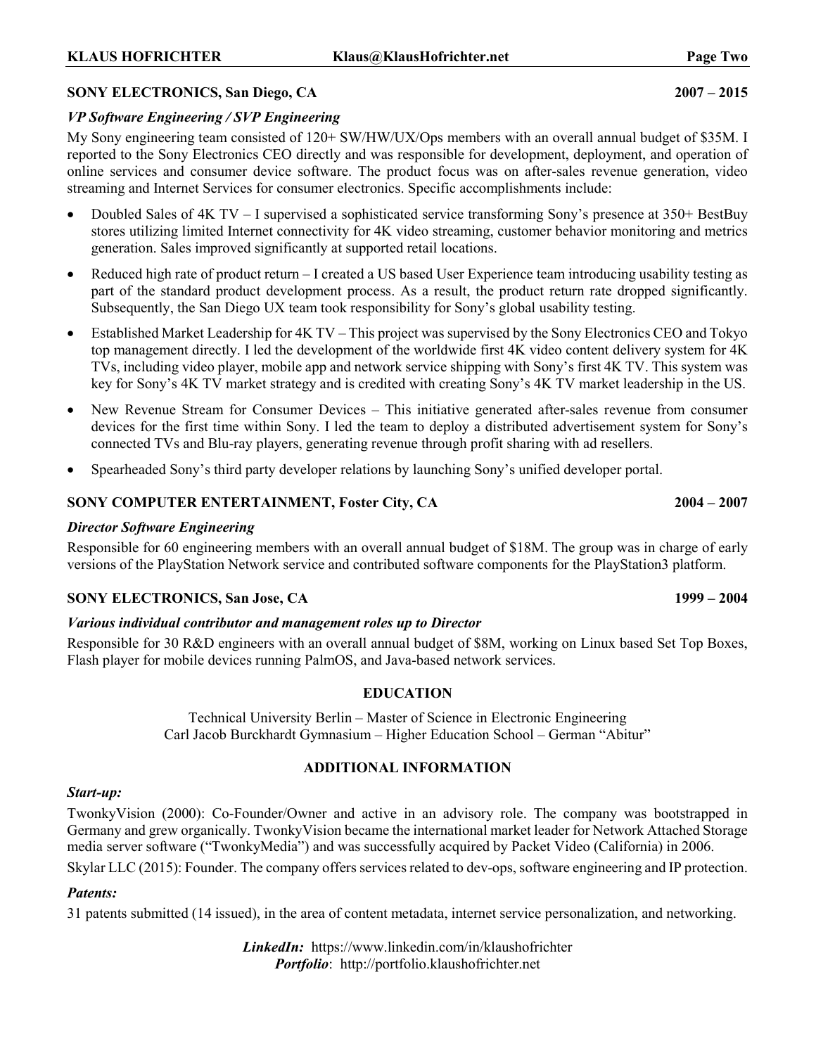**SONY ELECTRONICS, San Diego, CA** **2007 – 2015**

***VP Software Engineering / SVP Engineering***

My Sony engineering team consisted of 120+ SW/HW/UX/Ops members with an overall annual budget of $35M. I reported to the Sony Electronics CEO directly and was responsible for development, deployment, and operation of online services and consumer device software. The product focus was on after-sales revenue generation, video streaming and Internet Services for consumer electronics. Specific accomplishments include:

- Doubled Sales of 4K TV – I supervised a sophisticated service transforming Sony's presence at 350+ BestBuy stores utilizing limited Internet connectivity for 4K video streaming, customer behavior monitoring and metrics generation. Sales improved significantly at supported retail locations.
- Reduced high rate of product return – I created a US based User Experience team introducing usability testing as part of the standard product development process. As a result, the product return rate dropped significantly. Subsequently, the San Diego UX team took responsibility for Sony's global usability testing.
- Established Market Leadership for 4K TV – This project was supervised by the Sony Electronics CEO and Tokyo top management directly. I led the development of the worldwide first 4K video content delivery system for 4K TVs, including video player, mobile app and network service shipping with Sony's first 4K TV. This system was key for Sony's 4K TV market strategy and is credited with creating Sony's 4K TV market leadership in the US.
- New Revenue Stream for Consumer Devices – This initiative generated after-sales revenue from consumer devices for the first time within Sony. I led the team to deploy a distributed advertisement system for Sony's connected TVs and Blu-ray players, generating revenue through profit sharing with ad resellers.
- Spearheaded Sony's third party developer relations by launching Sony's unified developer portal.

**SONY COMPUTER ENTERTAINMENT, Foster City, CA** **2004 – 2007**

***Director Software Engineering***

Responsible for 60 engineering members with an overall annual budget of $18M. The group was in charge of early versions of the PlayStation Network service and contributed software components for the PlayStation3 platform.

**SONY ELECTRONICS, San Jose, CA** **1999 – 2004**

***Various individual contributor and management roles up to Director***

Responsible for 30 R&D engineers with an overall annual budget of $8M, working on Linux based Set Top Boxes, Flash player for mobile devices running PalmOS, and Java-based network services.

## EDUCATION

Technical University Berlin – Master of Science in Electronic Engineering
Carl Jacob Burckhardt Gymnasium – Higher Education School – German "Abitur"

## ADDITIONAL INFORMATION

***Start-up:***

TwonkyVision (2000): Co-Founder/Owner and active in an advisory role. The company was bootstrapped in Germany and grew organically. TwonkyVision became the international market leader for Network Attached Storage media server software ("TwonkyMedia") and was successfully acquired by Packet Video (California) in 2006.

Skylar LLC (2015): Founder. The company offers services related to dev-ops, software engineering and IP protection.

***Patents:***

31 patents submitted (14 issued), in the area of content metadata, internet service personalization, and networking.

***LinkedIn:*** https://www.linkedin.com/in/klaushofrichter
***Portfolio***: http://portfolio.klaushofrichter.net